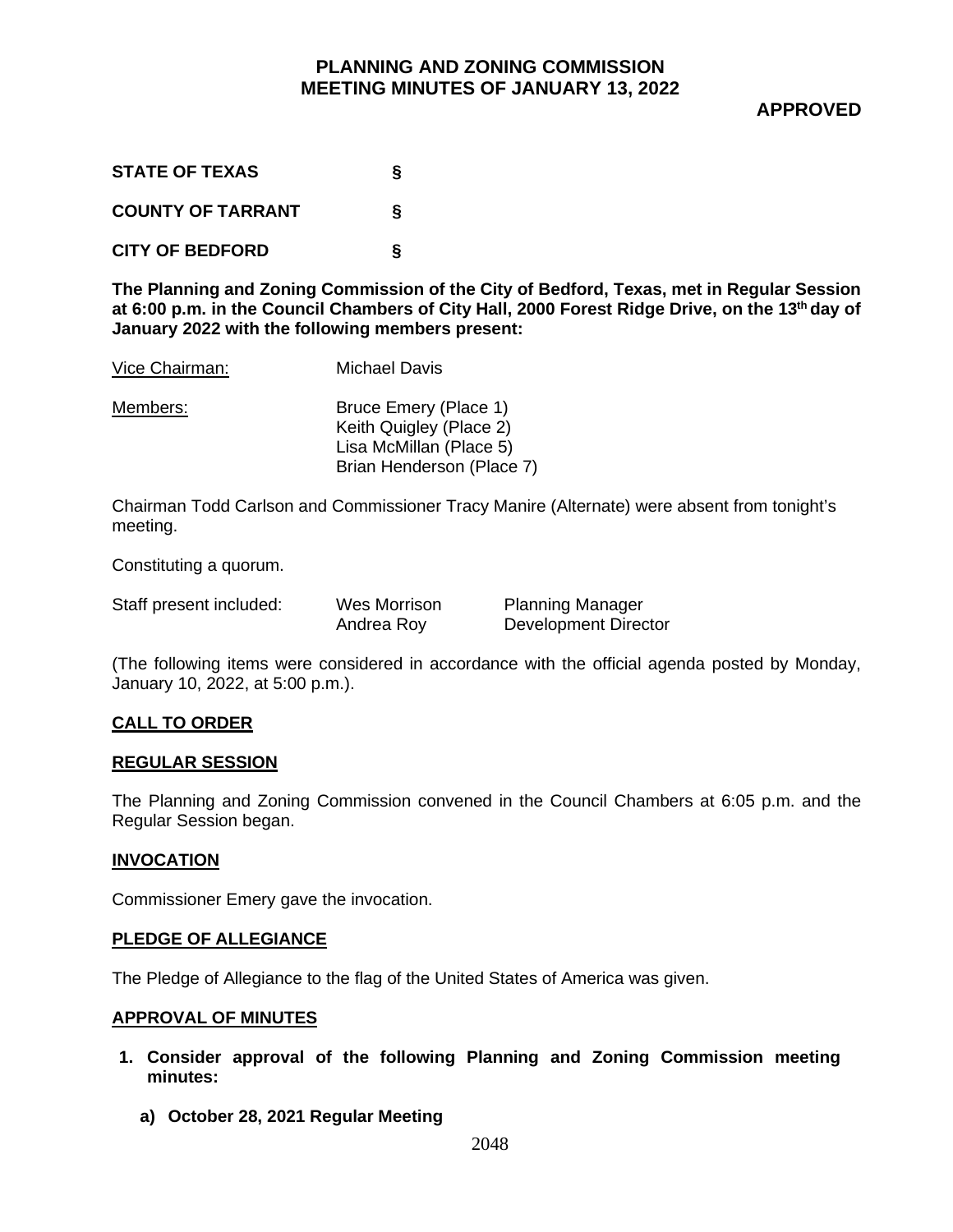# PLANNING AND ZONING COMMISSION MEETING MINUTES OF JANUARY 13, 2022

**APPROVED**

**STATE OF TEXAS §**

**COUNTY OF TARRANT §**

**CITY OF BEDFORD §**

**The Planning and Zoning Commission of the City of Bedford, Texas, met in Regular Session at 6:00 p.m. in the Council Chambers of City Hall, 2000 Forest Ridge Drive, on the 13th day of January 2022 with the following members present:**

| | |
|---|---|
| Vice Chairman: | Michael Davis |
| Members: | Bruce Emery (Place 1)<br>Keith Quigley (Place 2)<br>Lisa McMillan (Place 5)<br>Brian Henderson (Place 7) |

Chairman Todd Carlson and Commissioner Tracy Manire (Alternate) were absent from tonight's meeting.

Constituting a quorum.

| Staff present included: | Wes Morrison | Planning Manager |
|---|---|---|
| | Andrea Roy | Development Director |

(The following items were considered in accordance with the official agenda posted by Monday, January 10, 2022, at 5:00 p.m.).

## CALL TO ORDER

## REGULAR SESSION

The Planning and Zoning Commission convened in the Council Chambers at 6:05 p.m. and the Regular Session began.

## INVOCATION

Commissioner Emery gave the invocation.

## PLEDGE OF ALLEGIANCE

The Pledge of Allegiance to the flag of the United States of America was given.

## APPROVAL OF MINUTES

1. **Consider approval of the following Planning and Zoning Commission meeting minutes:**

   a) **October 28, 2021 Regular Meeting**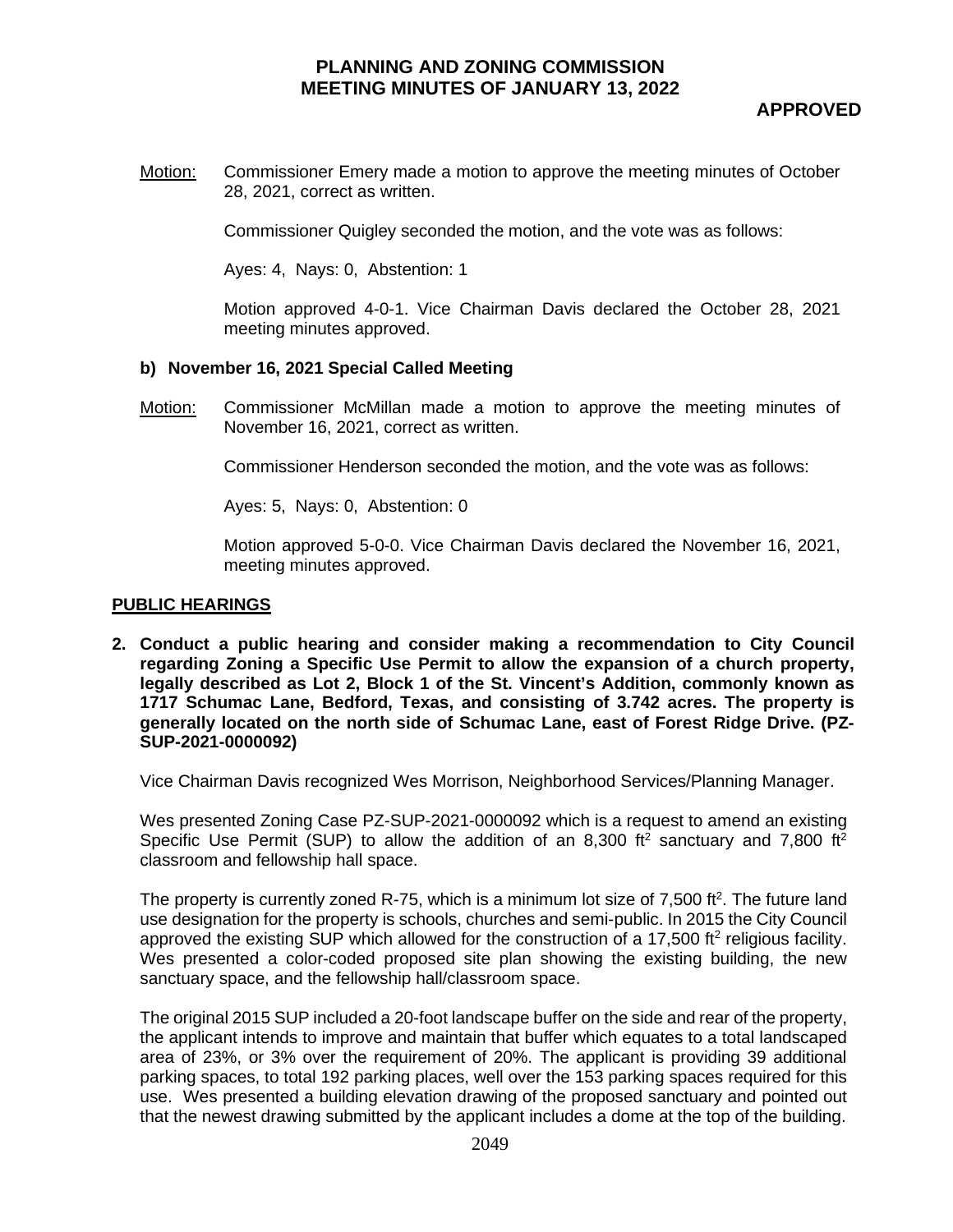Motion: Commissioner Emery made a motion to approve the meeting minutes of October 28, 2021, correct as written.

Commissioner Quigley seconded the motion, and the vote was as follows:

Ayes: 4, Nays: 0, Abstention: 1

Motion approved 4-0-1. Vice Chairman Davis declared the October 28, 2021 meeting minutes approved.

**b) November 16, 2021 Special Called Meeting**

Motion: Commissioner McMillan made a motion to approve the meeting minutes of November 16, 2021, correct as written.

Commissioner Henderson seconded the motion, and the vote was as follows:

Ayes: 5, Nays: 0, Abstention: 0

Motion approved 5-0-0. Vice Chairman Davis declared the November 16, 2021, meeting minutes approved.

## PUBLIC HEARINGS

**2. Conduct a public hearing and consider making a recommendation to City Council regarding Zoning a Specific Use Permit to allow the expansion of a church property, legally described as Lot 2, Block 1 of the St. Vincent's Addition, commonly known as 1717 Schumac Lane, Bedford, Texas, and consisting of 3.742 acres. The property is generally located on the north side of Schumac Lane, east of Forest Ridge Drive. (PZ-SUP-2021-0000092)**

Vice Chairman Davis recognized Wes Morrison, Neighborhood Services/Planning Manager.

Wes presented Zoning Case PZ-SUP-2021-0000092 which is a request to amend an existing Specific Use Permit (SUP) to allow the addition of an 8,300 $ft^2$ sanctuary and 7,800 $ft^2$ classroom and fellowship hall space.

The property is currently zoned R-75, which is a minimum lot size of 7,500 $ft^2$. The future land use designation for the property is schools, churches and semi-public. In 2015 the City Council approved the existing SUP which allowed for the construction of a 17,500 $ft^2$ religious facility. Wes presented a color-coded proposed site plan showing the existing building, the new sanctuary space, and the fellowship hall/classroom space.

The original 2015 SUP included a 20-foot landscape buffer on the side and rear of the property, the applicant intends to improve and maintain that buffer which equates to a total landscaped area of 23%, or 3% over the requirement of 20%. The applicant is providing 39 additional parking spaces, to total 192 parking places, well over the 153 parking spaces required for this use. Wes presented a building elevation drawing of the proposed sanctuary and pointed out that the newest drawing submitted by the applicant includes a dome at the top of the building.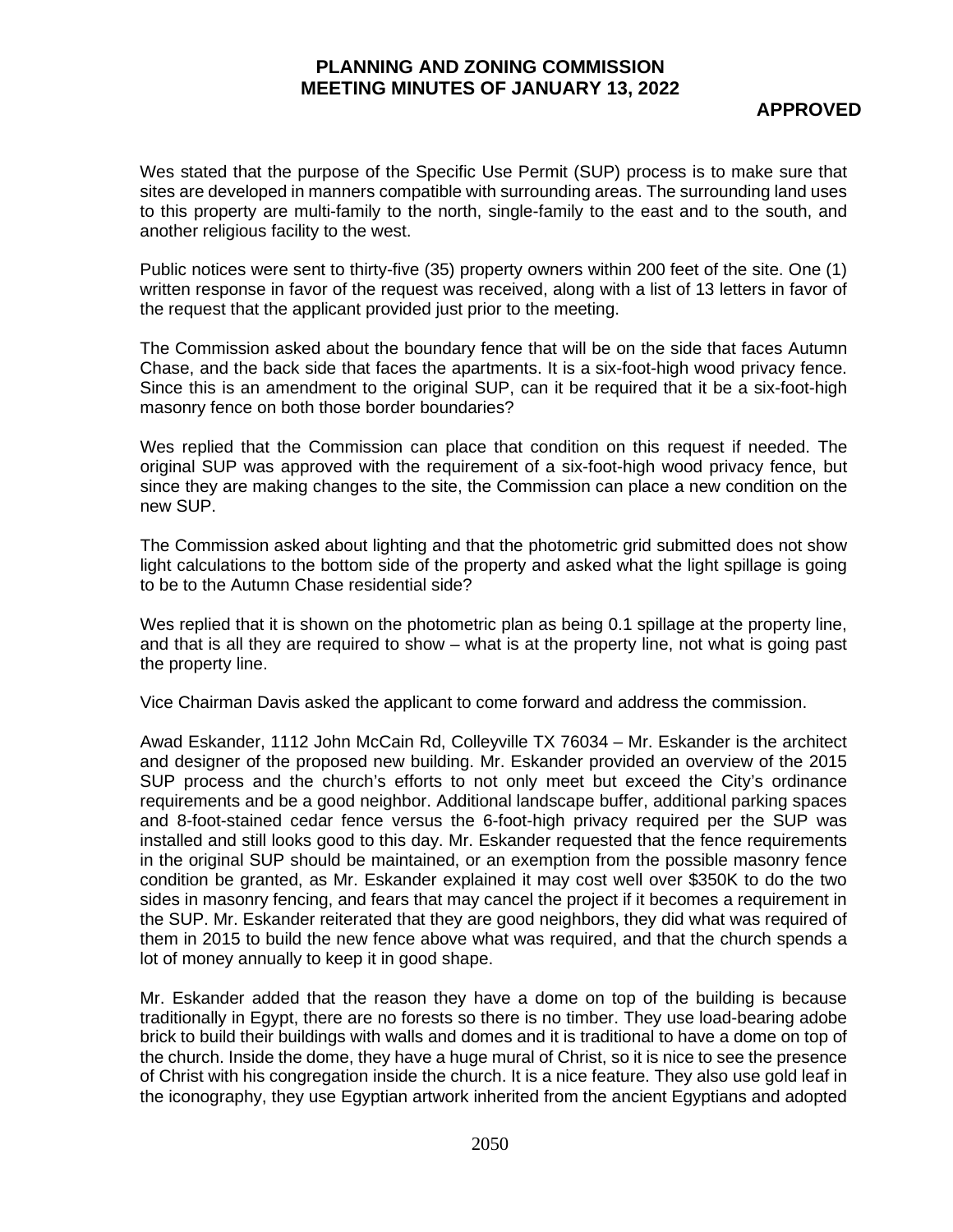Wes stated that the purpose of the Specific Use Permit (SUP) process is to make sure that sites are developed in manners compatible with surrounding areas. The surrounding land uses to this property are multi-family to the north, single-family to the east and to the south, and another religious facility to the west.

Public notices were sent to thirty-five (35) property owners within 200 feet of the site. One (1) written response in favor of the request was received, along with a list of 13 letters in favor of the request that the applicant provided just prior to the meeting.

The Commission asked about the boundary fence that will be on the side that faces Autumn Chase, and the back side that faces the apartments. It is a six-foot-high wood privacy fence. Since this is an amendment to the original SUP, can it be required that it be a six-foot-high masonry fence on both those border boundaries?

Wes replied that the Commission can place that condition on this request if needed. The original SUP was approved with the requirement of a six-foot-high wood privacy fence, but since they are making changes to the site, the Commission can place a new condition on the new SUP.

The Commission asked about lighting and that the photometric grid submitted does not show light calculations to the bottom side of the property and asked what the light spillage is going to be to the Autumn Chase residential side?

Wes replied that it is shown on the photometric plan as being 0.1 spillage at the property line, and that is all they are required to show – what is at the property line, not what is going past the property line.

Vice Chairman Davis asked the applicant to come forward and address the commission.

Awad Eskander, 1112 John McCain Rd, Colleyville TX 76034 – Mr. Eskander is the architect and designer of the proposed new building. Mr. Eskander provided an overview of the 2015 SUP process and the church's efforts to not only meet but exceed the City's ordinance requirements and be a good neighbor. Additional landscape buffer, additional parking spaces and 8-foot-stained cedar fence versus the 6-foot-high privacy required per the SUP was installed and still looks good to this day. Mr. Eskander requested that the fence requirements in the original SUP should be maintained, or an exemption from the possible masonry fence condition be granted, as Mr. Eskander explained it may cost well over $350K to do the two sides in masonry fencing, and fears that may cancel the project if it becomes a requirement in the SUP. Mr. Eskander reiterated that they are good neighbors, they did what was required of them in 2015 to build the new fence above what was required, and that the church spends a lot of money annually to keep it in good shape.

Mr. Eskander added that the reason they have a dome on top of the building is because traditionally in Egypt, there are no forests so there is no timber. They use load-bearing adobe brick to build their buildings with walls and domes and it is traditional to have a dome on top of the church. Inside the dome, they have a huge mural of Christ, so it is nice to see the presence of Christ with his congregation inside the church. It is a nice feature. They also use gold leaf in the iconography, they use Egyptian artwork inherited from the ancient Egyptians and adopted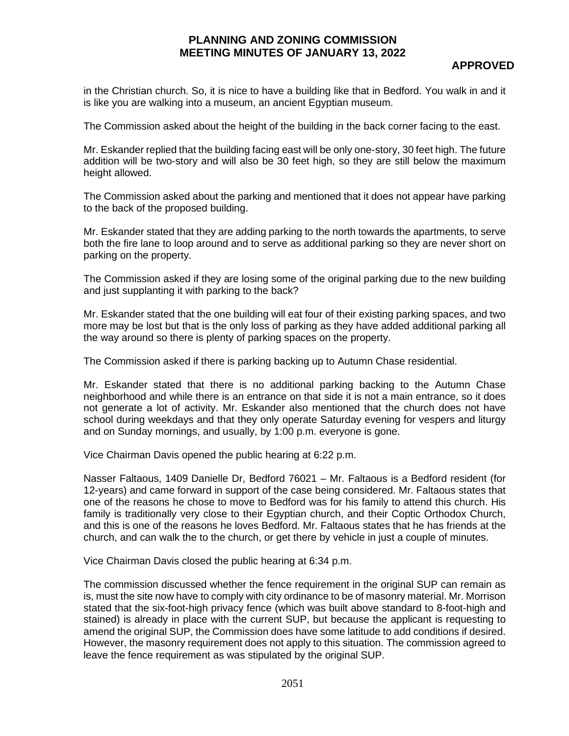in the Christian church. So, it is nice to have a building like that in Bedford. You walk in and it is like you are walking into a museum, an ancient Egyptian museum.

The Commission asked about the height of the building in the back corner facing to the east.

Mr. Eskander replied that the building facing east will be only one-story, 30 feet high. The future addition will be two-story and will also be 30 feet high, so they are still below the maximum height allowed.

The Commission asked about the parking and mentioned that it does not appear have parking to the back of the proposed building.

Mr. Eskander stated that they are adding parking to the north towards the apartments, to serve both the fire lane to loop around and to serve as additional parking so they are never short on parking on the property.

The Commission asked if they are losing some of the original parking due to the new building and just supplanting it with parking to the back?

Mr. Eskander stated that the one building will eat four of their existing parking spaces, and two more may be lost but that is the only loss of parking as they have added additional parking all the way around so there is plenty of parking spaces on the property.

The Commission asked if there is parking backing up to Autumn Chase residential.

Mr. Eskander stated that there is no additional parking backing to the Autumn Chase neighborhood and while there is an entrance on that side it is not a main entrance, so it does not generate a lot of activity. Mr. Eskander also mentioned that the church does not have school during weekdays and that they only operate Saturday evening for vespers and liturgy and on Sunday mornings, and usually, by 1:00 p.m. everyone is gone.

Vice Chairman Davis opened the public hearing at 6:22 p.m.

Nasser Faltaous, 1409 Danielle Dr, Bedford 76021 – Mr. Faltaous is a Bedford resident (for 12-years) and came forward in support of the case being considered. Mr. Faltaous states that one of the reasons he chose to move to Bedford was for his family to attend this church. His family is traditionally very close to their Egyptian church, and their Coptic Orthodox Church, and this is one of the reasons he loves Bedford. Mr. Faltaous states that he has friends at the church, and can walk the to the church, or get there by vehicle in just a couple of minutes.

Vice Chairman Davis closed the public hearing at 6:34 p.m.

The commission discussed whether the fence requirement in the original SUP can remain as is, must the site now have to comply with city ordinance to be of masonry material. Mr. Morrison stated that the six-foot-high privacy fence (which was built above standard to 8-foot-high and stained) is already in place with the current SUP, but because the applicant is requesting to amend the original SUP, the Commission does have some latitude to add conditions if desired. However, the masonry requirement does not apply to this situation. The commission agreed to leave the fence requirement as was stipulated by the original SUP.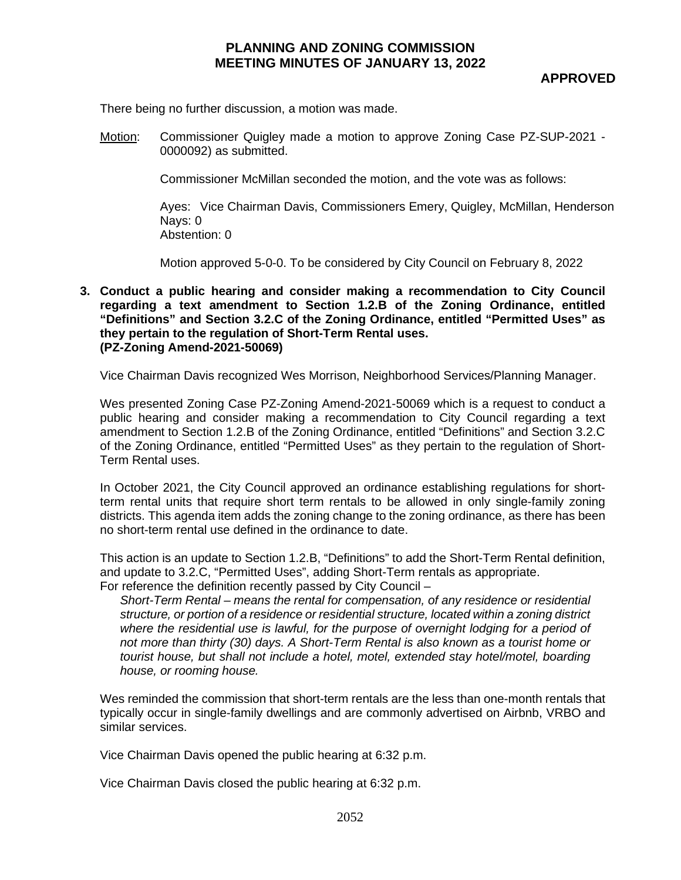There being no further discussion, a motion was made.

Motion: Commissioner Quigley made a motion to approve Zoning Case PZ-SUP-2021 - 0000092) as submitted.

Commissioner McMillan seconded the motion, and the vote was as follows:

Ayes: Vice Chairman Davis, Commissioners Emery, Quigley, McMillan, Henderson
Nays: 0
Abstention: 0

Motion approved 5-0-0. To be considered by City Council on February 8, 2022

**3. Conduct a public hearing and consider making a recommendation to City Council regarding a text amendment to Section 1.2.B of the Zoning Ordinance, entitled "Definitions" and Section 3.2.C of the Zoning Ordinance, entitled "Permitted Uses" as they pertain to the regulation of Short-Term Rental uses. (PZ-Zoning Amend-2021-50069)**

Vice Chairman Davis recognized Wes Morrison, Neighborhood Services/Planning Manager.

Wes presented Zoning Case PZ-Zoning Amend-2021-50069 which is a request to conduct a public hearing and consider making a recommendation to City Council regarding a text amendment to Section 1.2.B of the Zoning Ordinance, entitled "Definitions" and Section 3.2.C of the Zoning Ordinance, entitled "Permitted Uses" as they pertain to the regulation of Short-Term Rental uses.

In October 2021, the City Council approved an ordinance establishing regulations for short-term rental units that require short term rentals to be allowed in only single-family zoning districts. This agenda item adds the zoning change to the zoning ordinance, as there has been no short-term rental use defined in the ordinance to date.

This action is an update to Section 1.2.B, "Definitions" to add the Short-Term Rental definition, and update to 3.2.C, "Permitted Uses", adding Short-Term rentals as appropriate.
For reference the definition recently passed by City Council –

*Short-Term Rental – means the rental for compensation, of any residence or residential structure, or portion of a residence or residential structure, located within a zoning district where the residential use is lawful, for the purpose of overnight lodging for a period of not more than thirty (30) days. A Short-Term Rental is also known as a tourist home or tourist house, but shall not include a hotel, motel, extended stay hotel/motel, boarding house, or rooming house.*

Wes reminded the commission that short-term rentals are the less than one-month rentals that typically occur in single-family dwellings and are commonly advertised on Airbnb, VRBO and similar services.

Vice Chairman Davis opened the public hearing at 6:32 p.m.

Vice Chairman Davis closed the public hearing at 6:32 p.m.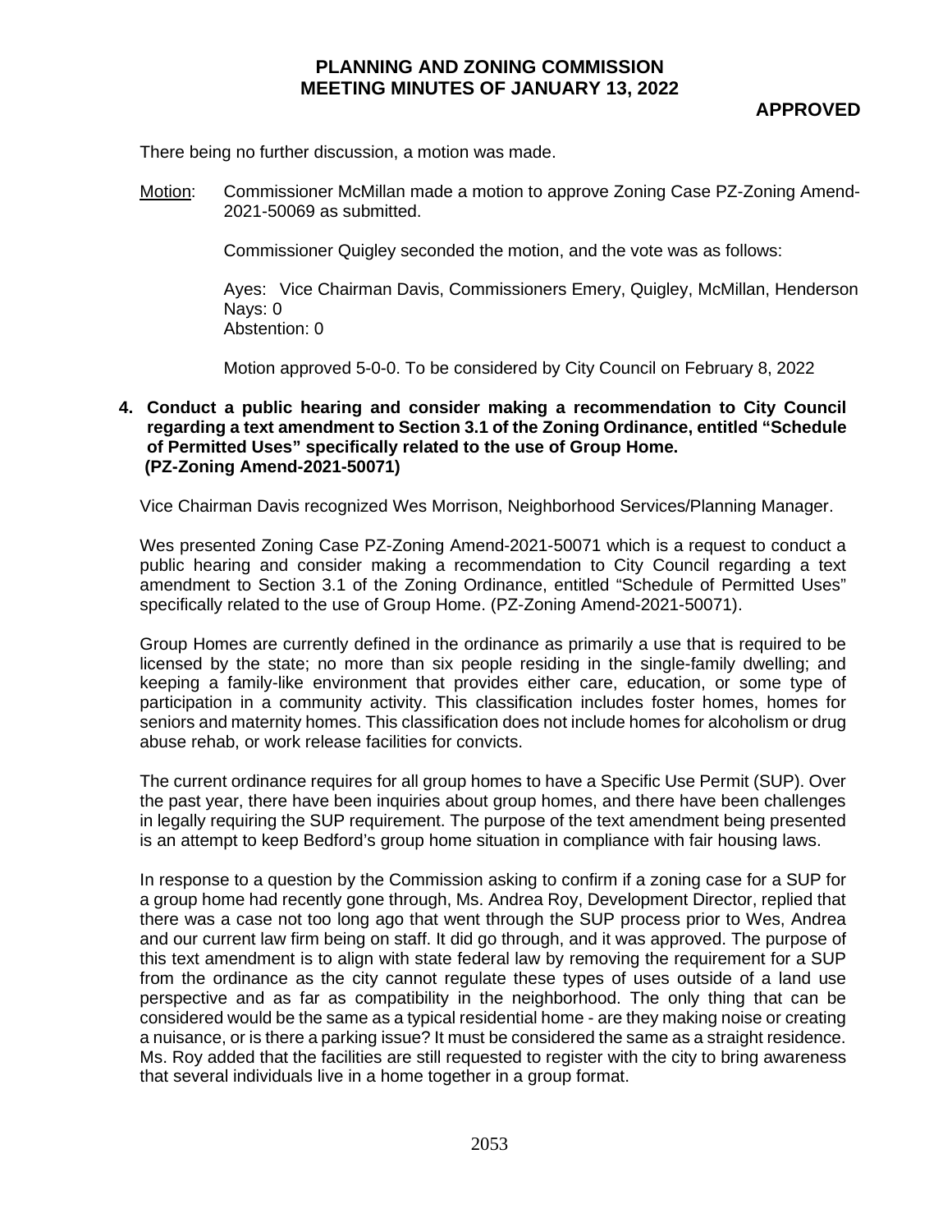There being no further discussion, a motion was made.

Motion: Commissioner McMillan made a motion to approve Zoning Case PZ-Zoning Amend-2021-50069 as submitted.

Commissioner Quigley seconded the motion, and the vote was as follows:

Ayes: Vice Chairman Davis, Commissioners Emery, Quigley, McMillan, Henderson
Nays: 0
Abstention: 0

Motion approved 5-0-0. To be considered by City Council on February 8, 2022

**4. Conduct a public hearing and consider making a recommendation to City Council regarding a text amendment to Section 3.1 of the Zoning Ordinance, entitled "Schedule of Permitted Uses" specifically related to the use of Group Home. (PZ-Zoning Amend-2021-50071)**

Vice Chairman Davis recognized Wes Morrison, Neighborhood Services/Planning Manager.

Wes presented Zoning Case PZ-Zoning Amend-2021-50071 which is a request to conduct a public hearing and consider making a recommendation to City Council regarding a text amendment to Section 3.1 of the Zoning Ordinance, entitled "Schedule of Permitted Uses" specifically related to the use of Group Home. (PZ-Zoning Amend-2021-50071).

Group Homes are currently defined in the ordinance as primarily a use that is required to be licensed by the state; no more than six people residing in the single-family dwelling; and keeping a family-like environment that provides either care, education, or some type of participation in a community activity. This classification includes foster homes, homes for seniors and maternity homes. This classification does not include homes for alcoholism or drug abuse rehab, or work release facilities for convicts.

The current ordinance requires for all group homes to have a Specific Use Permit (SUP). Over the past year, there have been inquiries about group homes, and there have been challenges in legally requiring the SUP requirement. The purpose of the text amendment being presented is an attempt to keep Bedford's group home situation in compliance with fair housing laws.

In response to a question by the Commission asking to confirm if a zoning case for a SUP for a group home had recently gone through, Ms. Andrea Roy, Development Director, replied that there was a case not too long ago that went through the SUP process prior to Wes, Andrea and our current law firm being on staff. It did go through, and it was approved. The purpose of this text amendment is to align with state federal law by removing the requirement for a SUP from the ordinance as the city cannot regulate these types of uses outside of a land use perspective and as far as compatibility in the neighborhood. The only thing that can be considered would be the same as a typical residential home - are they making noise or creating a nuisance, or is there a parking issue? It must be considered the same as a straight residence. Ms. Roy added that the facilities are still requested to register with the city to bring awareness that several individuals live in a home together in a group format.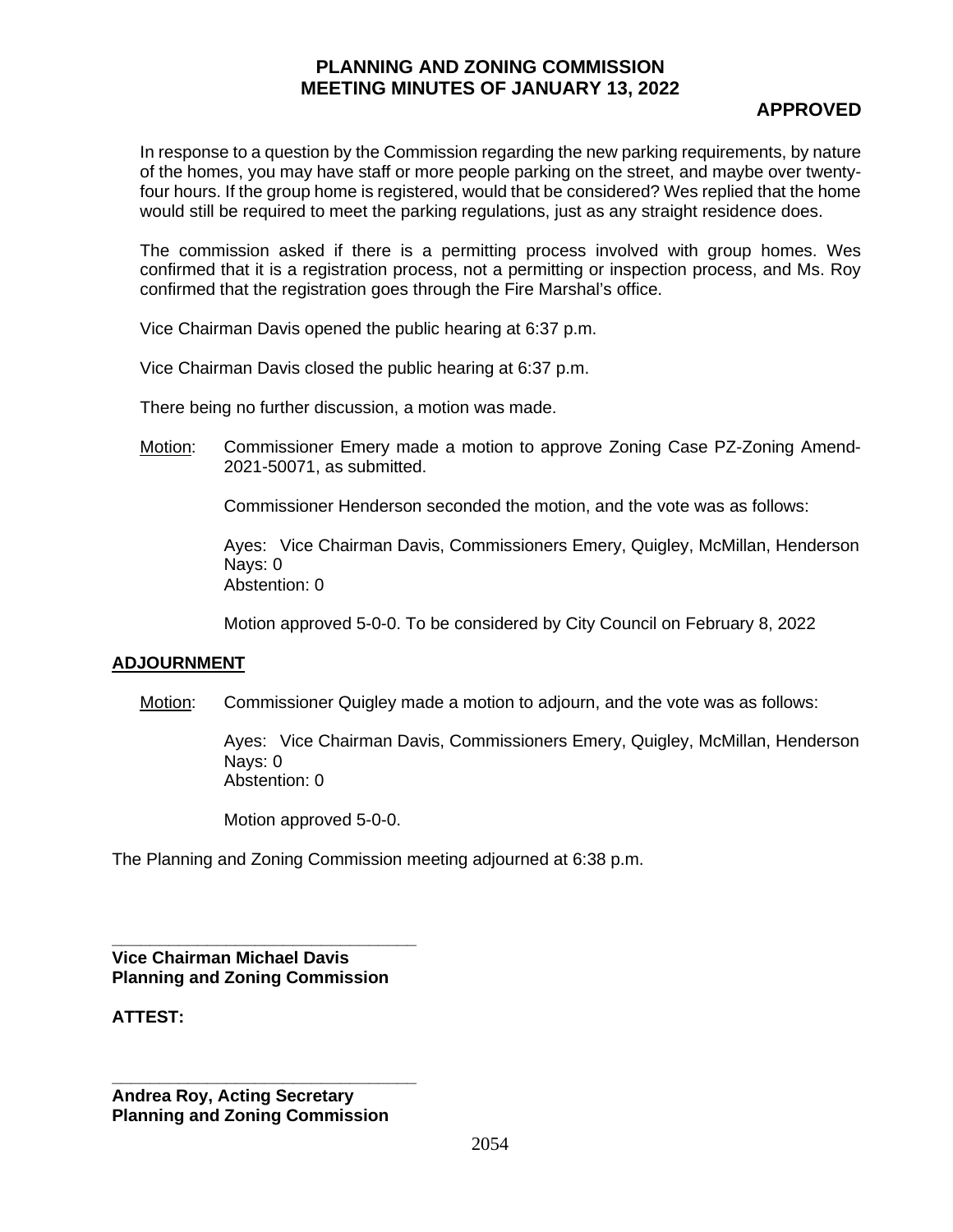In response to a question by the Commission regarding the new parking requirements, by nature of the homes, you may have staff or more people parking on the street, and maybe over twenty-four hours. If the group home is registered, would that be considered? Wes replied that the home would still be required to meet the parking regulations, just as any straight residence does.

The commission asked if there is a permitting process involved with group homes. Wes confirmed that it is a registration process, not a permitting or inspection process, and Ms. Roy confirmed that the registration goes through the Fire Marshal's office.

Vice Chairman Davis opened the public hearing at 6:37 p.m.

Vice Chairman Davis closed the public hearing at 6:37 p.m.

There being no further discussion, a motion was made.

Motion: Commissioner Emery made a motion to approve Zoning Case PZ-Zoning Amend-2021-50071, as submitted.

Commissioner Henderson seconded the motion, and the vote was as follows:

Ayes: Vice Chairman Davis, Commissioners Emery, Quigley, McMillan, Henderson
Nays: 0
Abstention: 0

Motion approved 5-0-0. To be considered by City Council on February 8, 2022

## ADJOURNMENT

Motion: Commissioner Quigley made a motion to adjourn, and the vote was as follows:

Ayes: Vice Chairman Davis, Commissioners Emery, Quigley, McMillan, Henderson
Nays: 0
Abstention: 0

Motion approved 5-0-0.

The Planning and Zoning Commission meeting adjourned at 6:38 p.m.

________________________________
**Vice Chairman Michael Davis**
**Planning and Zoning Commission**

**ATTEST:**

________________________________
**Andrea Roy, Acting Secretary**
**Planning and Zoning Commission**